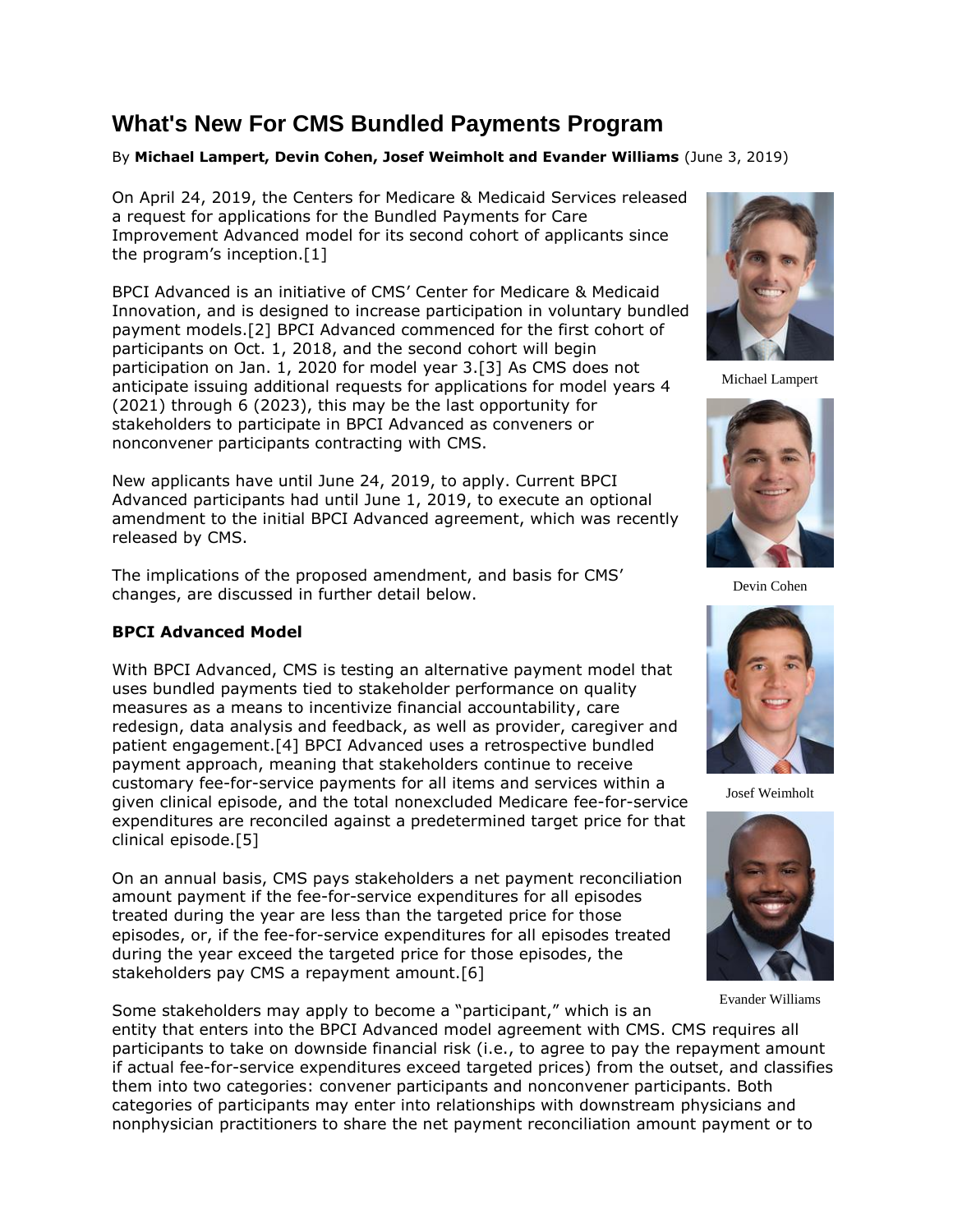# What's New For CMS Bundled Payments Program

By **Michael Lampert, Devin Cohen, Josef Weimholt and Evander Williams** (June 3, 2019)

On April 24, 2019, the Centers for Medicare & Medicaid Services released a request for applications for the Bundled Payments for Care Improvement Advanced model for its second cohort of applicants since the program's inception.[1]

BPCI Advanced is an initiative of CMS' Center for Medicare & Medicaid Innovation, and is designed to increase participation in voluntary bundled payment models.[2] BPCI Advanced commenced for the first cohort of participants on Oct. 1, 2018, and the second cohort will begin participation on Jan. 1, 2020 for model year 3.[3] As CMS does not anticipate issuing additional requests for applications for model years 4 (2021) through 6 (2023), this may be the last opportunity for stakeholders to participate in BPCI Advanced as conveners or nonconvener participants contracting with CMS.

New applicants have until June 24, 2019, to apply. Current BPCI Advanced participants had until June 1, 2019, to execute an optional amendment to the initial BPCI Advanced agreement, which was recently released by CMS.

The implications of the proposed amendment, and basis for CMS' changes, are discussed in further detail below.

Michael Lampert

Devin Cohen

Josef Weimholt

Evander Williams

### BPCI Advanced Model

With BPCI Advanced, CMS is testing an alternative payment model that uses bundled payments tied to stakeholder performance on quality measures as a means to incentivize financial accountability, care redesign, data analysis and feedback, as well as provider, caregiver and patient engagement.[4] BPCI Advanced uses a retrospective bundled payment approach, meaning that stakeholders continue to receive customary fee-for-service payments for all items and services within a given clinical episode, and the total nonexcluded Medicare fee-for-service expenditures are reconciled against a predetermined target price for that clinical episode.[5]

On an annual basis, CMS pays stakeholders a net payment reconciliation amount payment if the fee-for-service expenditures for all episodes treated during the year are less than the targeted price for those episodes, or, if the fee-for-service expenditures for all episodes treated during the year exceed the targeted price for those episodes, the stakeholders pay CMS a repayment amount.[6]

Some stakeholders may apply to become a "participant," which is an entity that enters into the BPCI Advanced model agreement with CMS. CMS requires all participants to take on downside financial risk (i.e., to agree to pay the repayment amount if actual fee-for-service expenditures exceed targeted prices) from the outset, and classifies them into two categories: convener participants and nonconvener participants. Both categories of participants may enter into relationships with downstream physicians and nonphysician practitioners to share the net payment reconciliation amount payment or to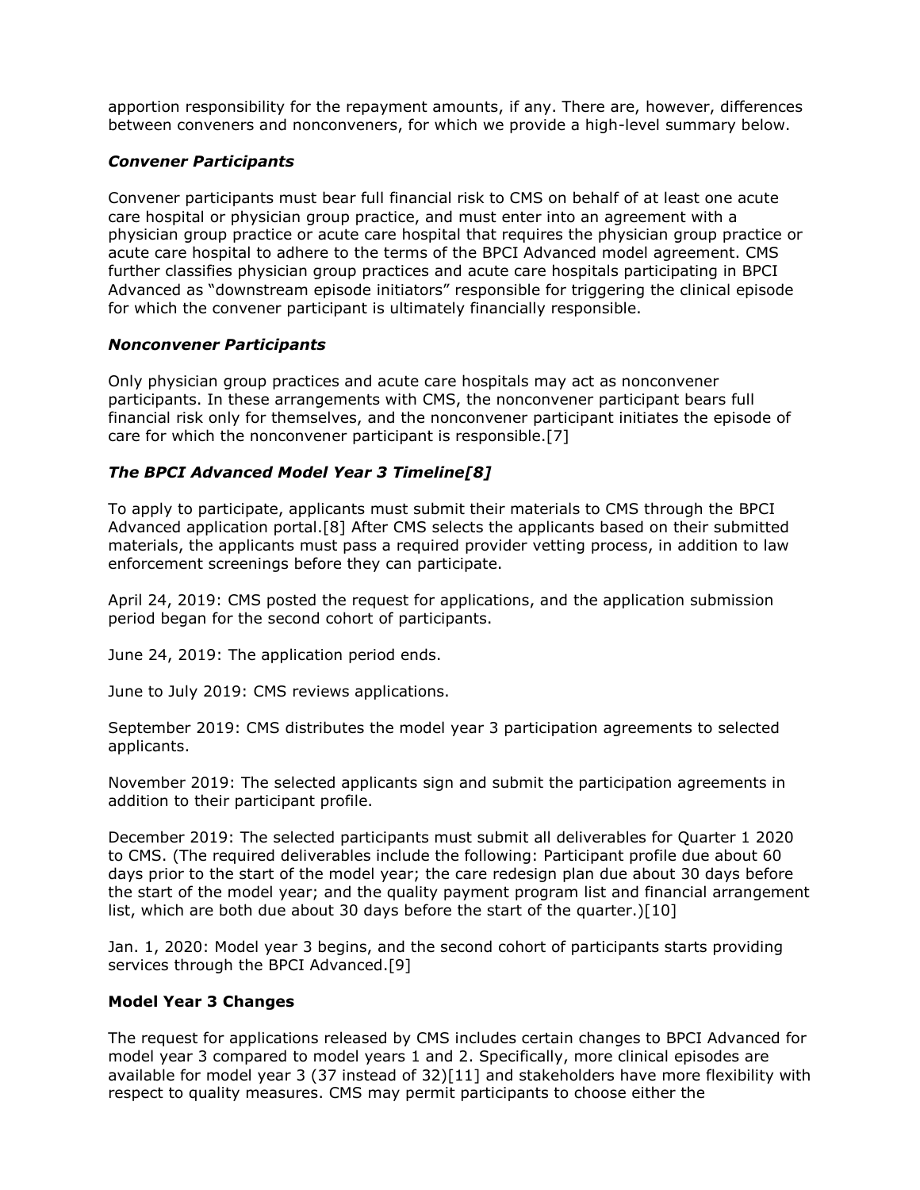apportion responsibility for the repayment amounts, if any. There are, however, differences between conveners and nonconveners, for which we provide a high-level summary below.

### *Convener Participants*

Convener participants must bear full financial risk to CMS on behalf of at least one acute care hospital or physician group practice, and must enter into an agreement with a physician group practice or acute care hospital that requires the physician group practice or acute care hospital to adhere to the terms of the BPCI Advanced model agreement. CMS further classifies physician group practices and acute care hospitals participating in BPCI Advanced as "downstream episode initiators" responsible for triggering the clinical episode for which the convener participant is ultimately financially responsible.

### *Nonconvener Participants*

Only physician group practices and acute care hospitals may act as nonconvener participants. In these arrangements with CMS, the nonconvener participant bears full financial risk only for themselves, and the nonconvener participant initiates the episode of care for which the nonconvener participant is responsible.[7]

### *The BPCI Advanced Model Year 3 Timeline[8]*

To apply to participate, applicants must submit their materials to CMS through the BPCI Advanced application portal.[8] After CMS selects the applicants based on their submitted materials, the applicants must pass a required provider vetting process, in addition to law enforcement screenings before they can participate.

April 24, 2019: CMS posted the request for applications, and the application submission period began for the second cohort of participants.

June 24, 2019: The application period ends.

June to July 2019: CMS reviews applications.

September 2019: CMS distributes the model year 3 participation agreements to selected applicants.

November 2019: The selected applicants sign and submit the participation agreements in addition to their participant profile.

December 2019: The selected participants must submit all deliverables for Quarter 1 2020 to CMS. (The required deliverables include the following: Participant profile due about 60 days prior to the start of the model year; the care redesign plan due about 30 days before the start of the model year; and the quality payment program list and financial arrangement list, which are both due about 30 days before the start of the quarter.)[10]

Jan. 1, 2020: Model year 3 begins, and the second cohort of participants starts providing services through the BPCI Advanced.[9]

## **Model Year 3 Changes**

The request for applications released by CMS includes certain changes to BPCI Advanced for model year 3 compared to model years 1 and 2. Specifically, more clinical episodes are available for model year 3 (37 instead of 32)[11] and stakeholders have more flexibility with respect to quality measures. CMS may permit participants to choose either the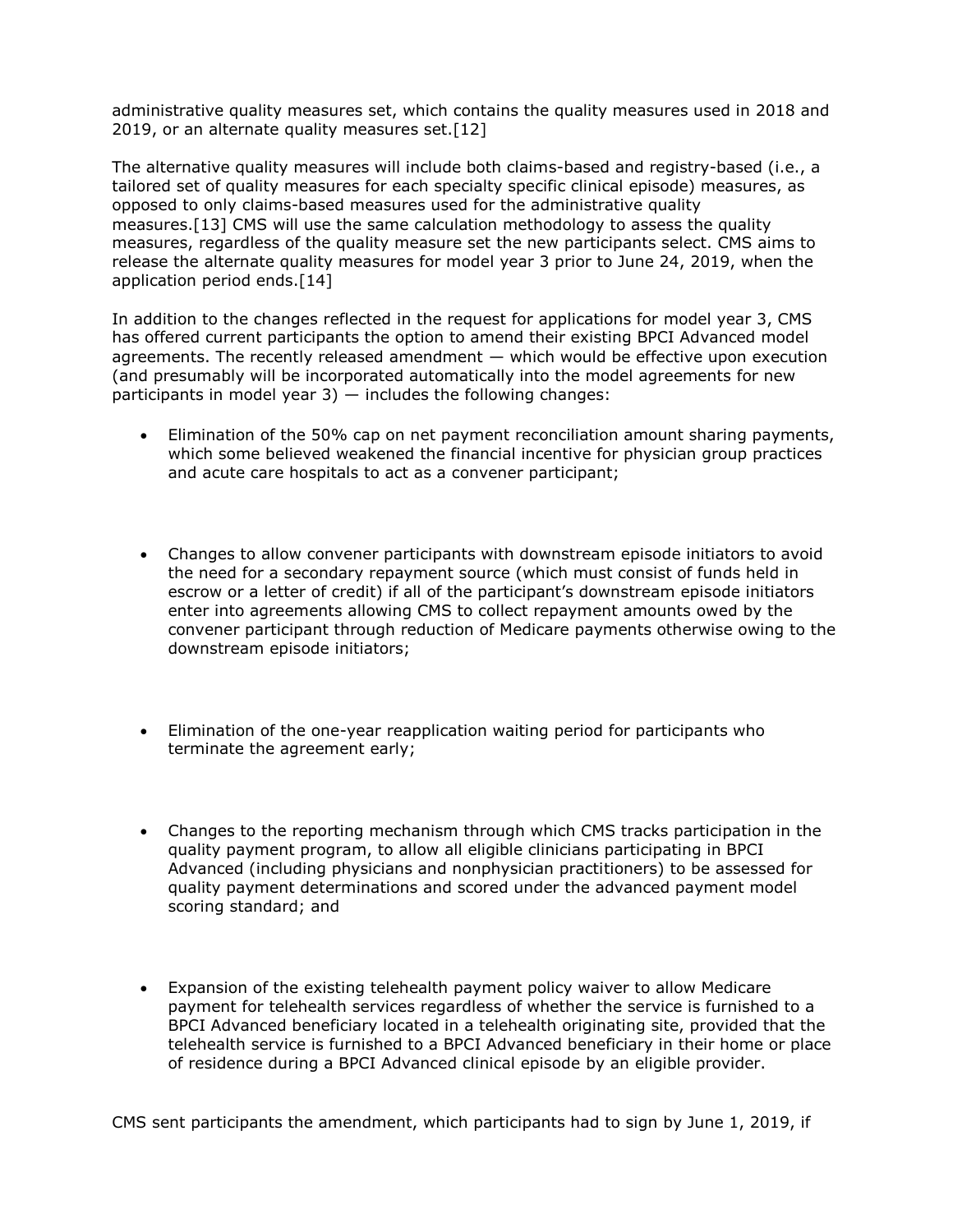administrative quality measures set, which contains the quality measures used in 2018 and 2019, or an alternate quality measures set.[12]

The alternative quality measures will include both claims-based and registry-based (i.e., a tailored set of quality measures for each specialty specific clinical episode) measures, as opposed to only claims-based measures used for the administrative quality measures.[13] CMS will use the same calculation methodology to assess the quality measures, regardless of the quality measure set the new participants select. CMS aims to release the alternate quality measures for model year 3 prior to June 24, 2019, when the application period ends.[14]

In addition to the changes reflected in the request for applications for model year 3, CMS has offered current participants the option to amend their existing BPCI Advanced model agreements. The recently released amendment — which would be effective upon execution (and presumably will be incorporated automatically into the model agreements for new participants in model year 3) — includes the following changes:

- Elimination of the 50% cap on net payment reconciliation amount sharing payments, which some believed weakened the financial incentive for physician group practices and acute care hospitals to act as a convener participant;

- Changes to allow convener participants with downstream episode initiators to avoid the need for a secondary repayment source (which must consist of funds held in escrow or a letter of credit) if all of the participant's downstream episode initiators enter into agreements allowing CMS to collect repayment amounts owed by the convener participant through reduction of Medicare payments otherwise owing to the downstream episode initiators;

- Elimination of the one-year reapplication waiting period for participants who terminate the agreement early;

- Changes to the reporting mechanism through which CMS tracks participation in the quality payment program, to allow all eligible clinicians participating in BPCI Advanced (including physicians and nonphysician practitioners) to be assessed for quality payment determinations and scored under the advanced payment model scoring standard; and

- Expansion of the existing telehealth payment policy waiver to allow Medicare payment for telehealth services regardless of whether the service is furnished to a BPCI Advanced beneficiary located in a telehealth originating site, provided that the telehealth service is furnished to a BPCI Advanced beneficiary in their home or place of residence during a BPCI Advanced clinical episode by an eligible provider.

CMS sent participants the amendment, which participants had to sign by June 1, 2019, if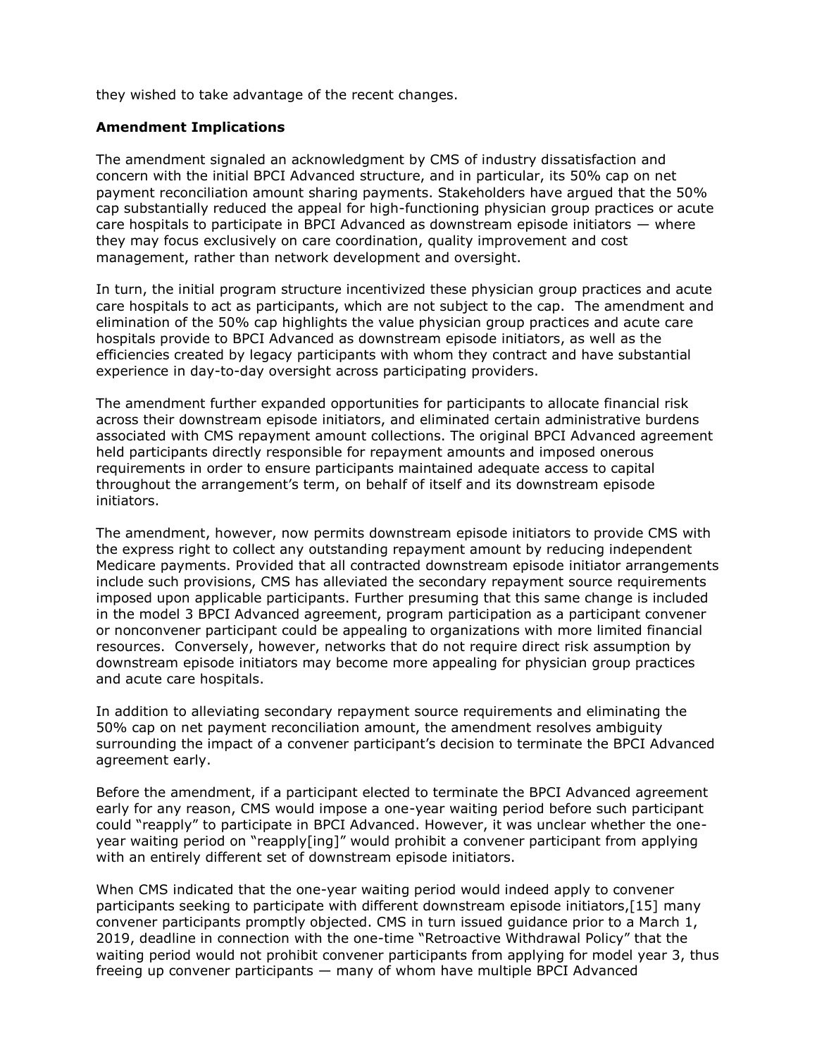they wished to take advantage of the recent changes.

**Amendment Implications**

The amendment signaled an acknowledgment by CMS of industry dissatisfaction and concern with the initial BPCI Advanced structure, and in particular, its 50% cap on net payment reconciliation amount sharing payments. Stakeholders have argued that the 50% cap substantially reduced the appeal for high-functioning physician group practices or acute care hospitals to participate in BPCI Advanced as downstream episode initiators — where they may focus exclusively on care coordination, quality improvement and cost management, rather than network development and oversight.

In turn, the initial program structure incentivized these physician group practices and acute care hospitals to act as participants, which are not subject to the cap. The amendment and elimination of the 50% cap highlights the value physician group practices and acute care hospitals provide to BPCI Advanced as downstream episode initiators, as well as the efficiencies created by legacy participants with whom they contract and have substantial experience in day-to-day oversight across participating providers.

The amendment further expanded opportunities for participants to allocate financial risk across their downstream episode initiators, and eliminated certain administrative burdens associated with CMS repayment amount collections. The original BPCI Advanced agreement held participants directly responsible for repayment amounts and imposed onerous requirements in order to ensure participants maintained adequate access to capital throughout the arrangement's term, on behalf of itself and its downstream episode initiators.

The amendment, however, now permits downstream episode initiators to provide CMS with the express right to collect any outstanding repayment amount by reducing independent Medicare payments. Provided that all contracted downstream episode initiator arrangements include such provisions, CMS has alleviated the secondary repayment source requirements imposed upon applicable participants. Further presuming that this same change is included in the model 3 BPCI Advanced agreement, program participation as a participant convener or nonconvener participant could be appealing to organizations with more limited financial resources. Conversely, however, networks that do not require direct risk assumption by downstream episode initiators may become more appealing for physician group practices and acute care hospitals.

In addition to alleviating secondary repayment source requirements and eliminating the 50% cap on net payment reconciliation amount, the amendment resolves ambiguity surrounding the impact of a convener participant's decision to terminate the BPCI Advanced agreement early.

Before the amendment, if a participant elected to terminate the BPCI Advanced agreement early for any reason, CMS would impose a one-year waiting period before such participant could "reapply" to participate in BPCI Advanced. However, it was unclear whether the one-year waiting period on "reapply[ing]" would prohibit a convener participant from applying with an entirely different set of downstream episode initiators.

When CMS indicated that the one-year waiting period would indeed apply to convener participants seeking to participate with different downstream episode initiators,[15] many convener participants promptly objected. CMS in turn issued guidance prior to a March 1, 2019, deadline in connection with the one-time "Retroactive Withdrawal Policy" that the waiting period would not prohibit convener participants from applying for model year 3, thus freeing up convener participants — many of whom have multiple BPCI Advanced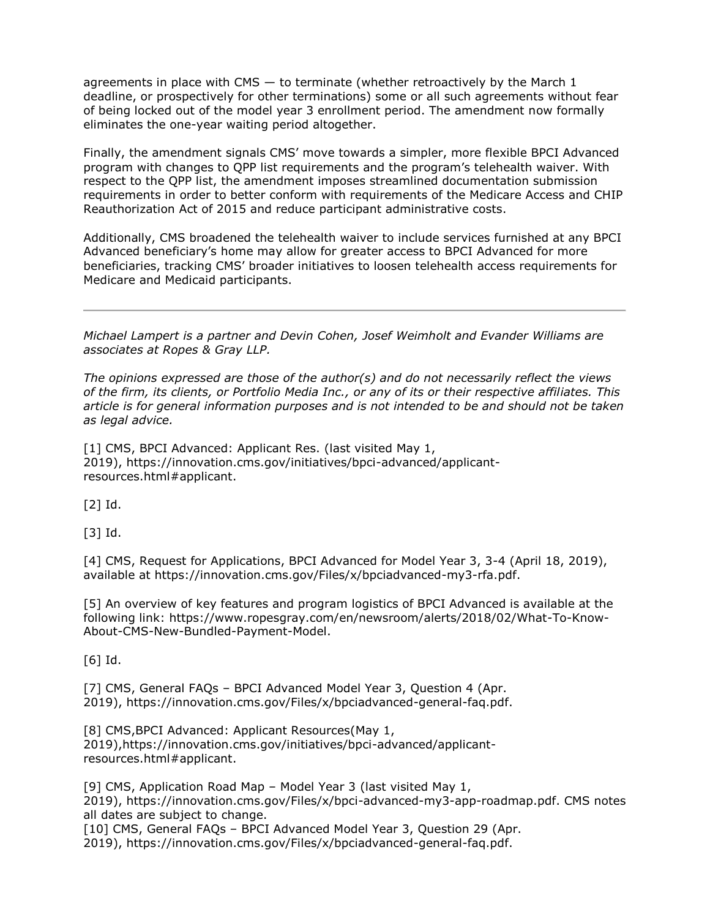agreements in place with CMS — to terminate (whether retroactively by the March 1 deadline, or prospectively for other terminations) some or all such agreements without fear of being locked out of the model year 3 enrollment period. The amendment now formally eliminates the one-year waiting period altogether.

Finally, the amendment signals CMS' move towards a simpler, more flexible BPCI Advanced program with changes to QPP list requirements and the program's telehealth waiver. With respect to the QPP list, the amendment imposes streamlined documentation submission requirements in order to better conform with requirements of the Medicare Access and CHIP Reauthorization Act of 2015 and reduce participant administrative costs.

Additionally, CMS broadened the telehealth waiver to include services furnished at any BPCI Advanced beneficiary's home may allow for greater access to BPCI Advanced for more beneficiaries, tracking CMS' broader initiatives to loosen telehealth access requirements for Medicare and Medicaid participants.

---

*Michael Lampert is a partner and Devin Cohen, Josef Weimholt and Evander Williams are associates at Ropes & Gray LLP.*

*The opinions expressed are those of the author(s) and do not necessarily reflect the views of the firm, its clients, or Portfolio Media Inc., or any of its or their respective affiliates. This article is for general information purposes and is not intended to be and should not be taken as legal advice.*

[1] CMS, BPCI Advanced: Applicant Res. (last visited May 1, 2019), https://innovation.cms.gov/initiatives/bpci-advanced/applicant-resources.html#applicant.

[2] Id.

[3] Id.

[4] CMS, Request for Applications, BPCI Advanced for Model Year 3, 3-4 (April 18, 2019), available at https://innovation.cms.gov/Files/x/bpciadvanced-my3-rfa.pdf.

[5] An overview of key features and program logistics of BPCI Advanced is available at the following link: https://www.ropesgray.com/en/newsroom/alerts/2018/02/What-To-Know-About-CMS-New-Bundled-Payment-Model.

[6] Id.

[7] CMS, General FAQs – BPCI Advanced Model Year 3, Question 4 (Apr. 2019), https://innovation.cms.gov/Files/x/bpciadvanced-general-faq.pdf.

[8] CMS,BPCI Advanced: Applicant Resources(May 1, 2019),https://innovation.cms.gov/initiatives/bpci-advanced/applicant-resources.html#applicant.

[9] CMS, Application Road Map – Model Year 3 (last visited May 1, 2019), https://innovation.cms.gov/Files/x/bpci-advanced-my3-app-roadmap.pdf. CMS notes all dates are subject to change.

[10] CMS, General FAQs – BPCI Advanced Model Year 3, Question 29 (Apr. 2019), https://innovation.cms.gov/Files/x/bpciadvanced-general-faq.pdf.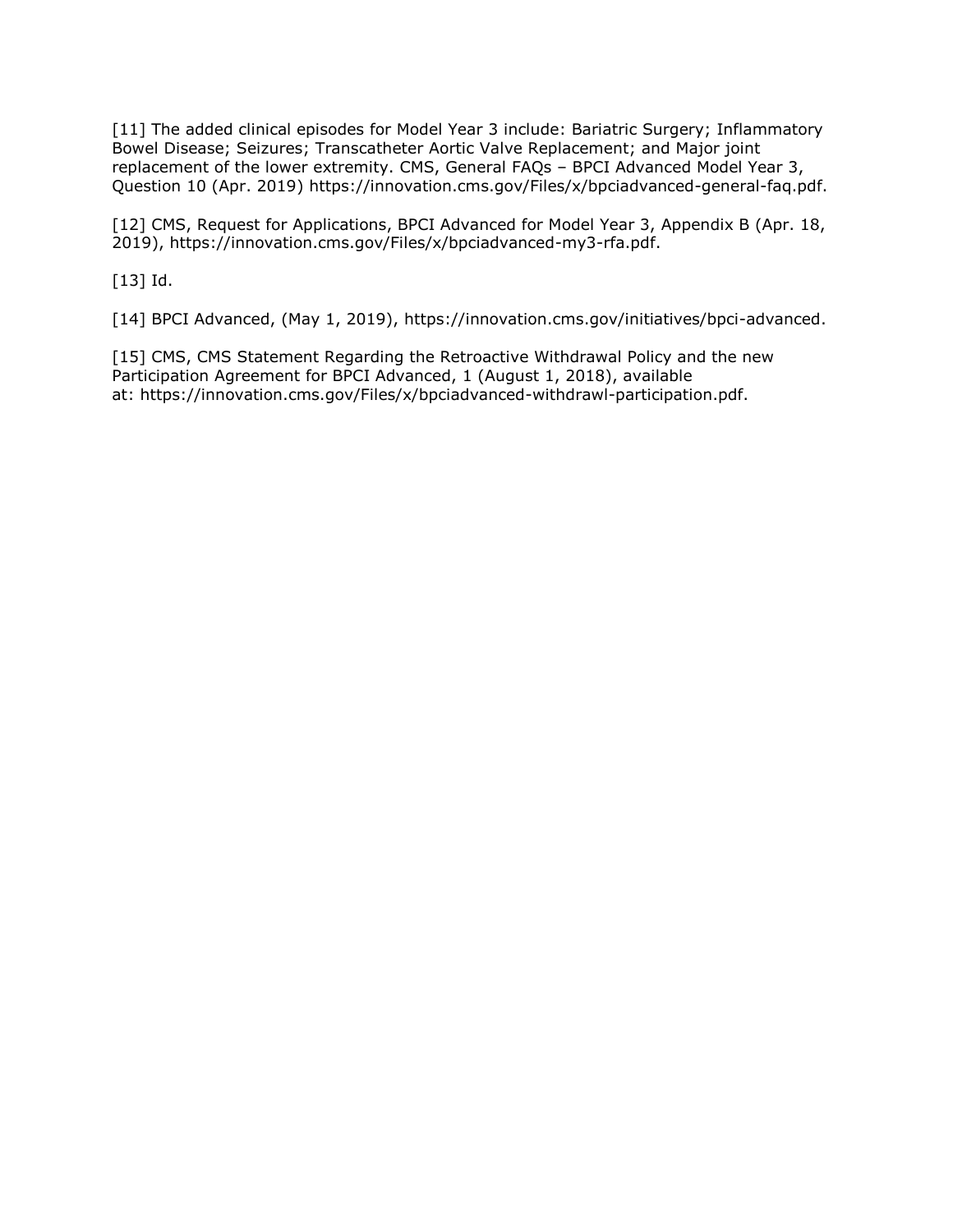[11] The added clinical episodes for Model Year 3 include: Bariatric Surgery; Inflammatory Bowel Disease; Seizures; Transcatheter Aortic Valve Replacement; and Major joint replacement of the lower extremity. CMS, General FAQs – BPCI Advanced Model Year 3, Question 10 (Apr. 2019) https://innovation.cms.gov/Files/x/bpciadvanced-general-faq.pdf.

[12] CMS, Request for Applications, BPCI Advanced for Model Year 3, Appendix B (Apr. 18, 2019), https://innovation.cms.gov/Files/x/bpciadvanced-my3-rfa.pdf.

[13] Id.

[14] BPCI Advanced, (May 1, 2019), https://innovation.cms.gov/initiatives/bpci-advanced.

[15] CMS, CMS Statement Regarding the Retroactive Withdrawal Policy and the new Participation Agreement for BPCI Advanced, 1 (August 1, 2018), available at: https://innovation.cms.gov/Files/x/bpciadvanced-withdrawl-participation.pdf.